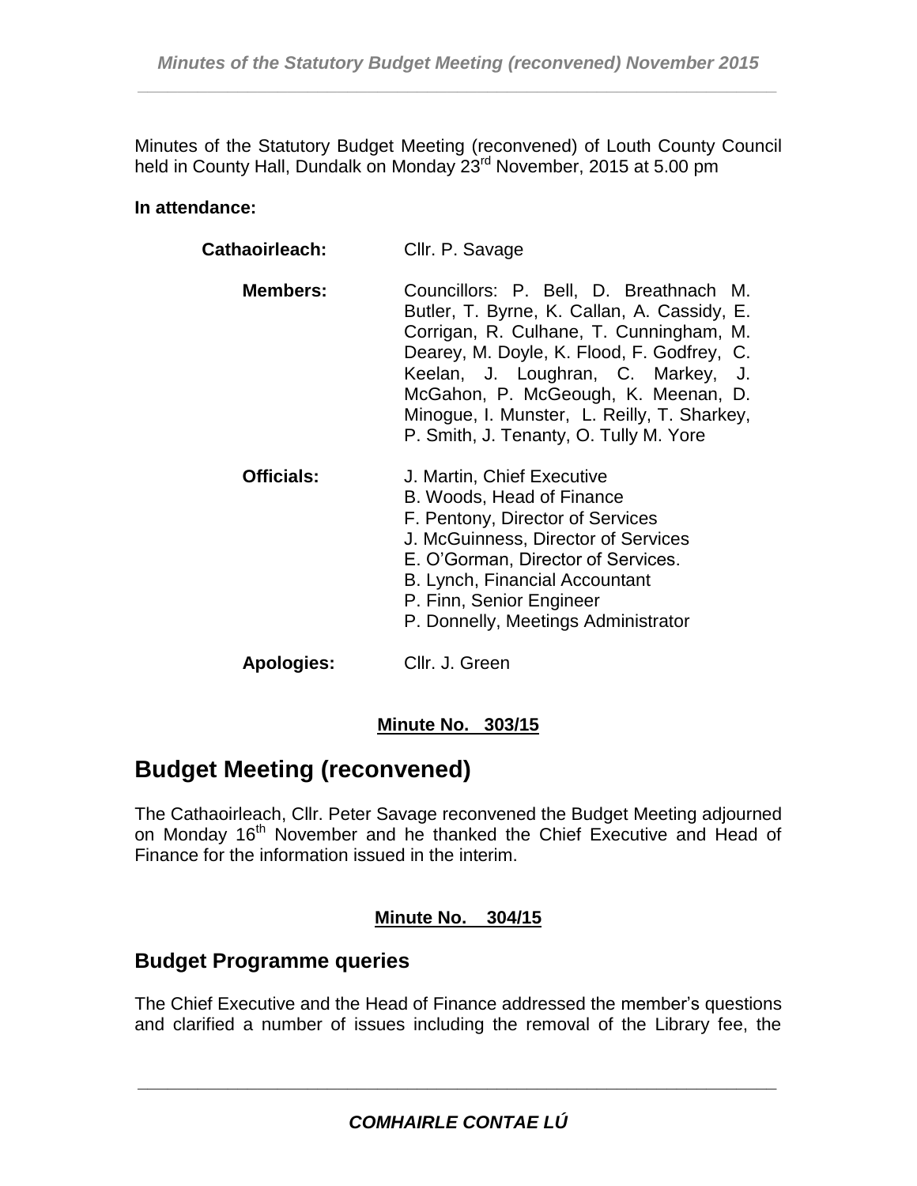Minutes of the Statutory Budget Meeting (reconvened) of Louth County Council held in County Hall, Dundalk on Monday 23rd November, 2015 at 5.00 pm

**In attendance:**

| | |
|---|---|
| **Cathaoirleach:** | Cllr. P. Savage |
| **Members:** | Councillors: P. Bell, D. Breathnach M. Butler, T. Byrne, K. Callan, A. Cassidy, E. Corrigan, R. Culhane, T. Cunningham, M. Dearey, M. Doyle, K. Flood, F. Godfrey, C. Keelan, J. Loughran, C. Markey, J. McGahon, P. McGeough, K. Meenan, D. Minogue, I. Munster, L. Reilly, T. Sharkey, P. Smith, J. Tenanty, O. Tully M. Yore |
| **Officials:** | J. Martin, Chief Executive<br>B. Woods, Head of Finance<br>F. Pentony, Director of Services<br>J. McGuinness, Director of Services<br>E. O'Gorman, Director of Services.<br>B. Lynch, Financial Accountant<br>P. Finn, Senior Engineer<br>P. Donnelly, Meetings Administrator |
| **Apologies:** | Cllr. J. Green |

**Minute No. 303/15**

# Budget Meeting (reconvened)

The Cathaoirleach, Cllr. Peter Savage reconvened the Budget Meeting adjourned on Monday 16th November and he thanked the Chief Executive and Head of Finance for the information issued in the interim.

**Minute No. 304/15**

## Budget Programme queries

The Chief Executive and the Head of Finance addressed the member's questions and clarified a number of issues including the removal of the Library fee, the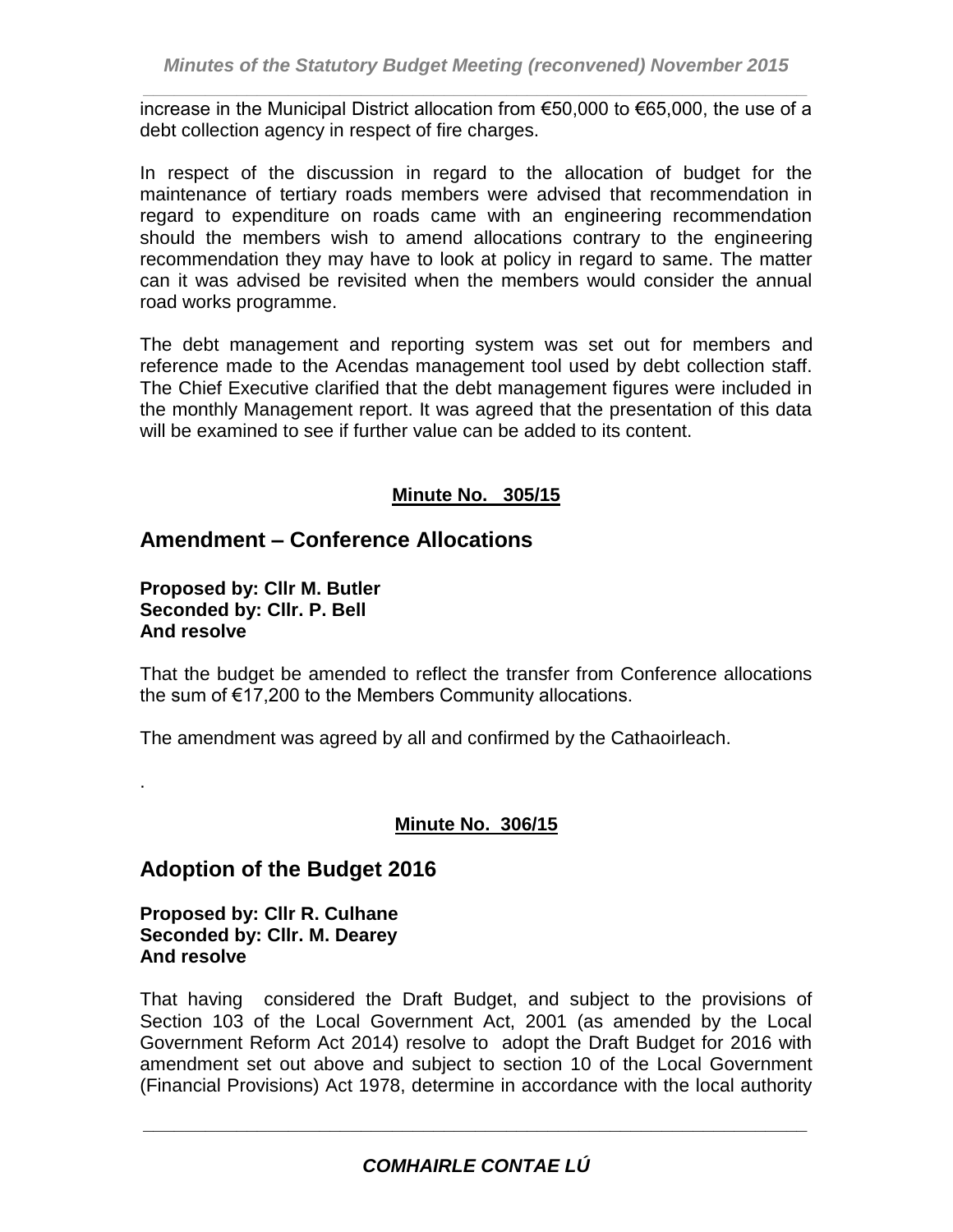increase in the Municipal District allocation from €50,000 to €65,000, the use of a debt collection agency in respect of fire charges.

In respect of the discussion in regard to the allocation of budget for the maintenance of tertiary roads members were advised that recommendation in regard to expenditure on roads came with an engineering recommendation should the members wish to amend allocations contrary to the engineering recommendation they may have to look at policy in regard to same. The matter can it was advised be revisited when the members would consider the annual road works programme.

The debt management and reporting system was set out for members and reference made to the Acendas management tool used by debt collection staff. The Chief Executive clarified that the debt management figures were included in the monthly Management report. It was agreed that the presentation of this data will be examined to see if further value can be added to its content.

**Minute No. 305/15**

## Amendment – Conference Allocations

**Proposed by: Cllr M. Butler**
**Seconded by: Cllr. P. Bell**
**And resolve**

That the budget be amended to reflect the transfer from Conference allocations the sum of €17,200 to the Members Community allocations.

The amendment was agreed by all and confirmed by the Cathaoirleach.

.

**Minute No. 306/15**

## Adoption of the Budget 2016

**Proposed by: Cllr R. Culhane**
**Seconded by: Cllr. M. Dearey**
**And resolve**

That having considered the Draft Budget, and subject to the provisions of Section 103 of the Local Government Act, 2001 (as amended by the Local Government Reform Act 2014) resolve to adopt the Draft Budget for 2016 with amendment set out above and subject to section 10 of the Local Government (Financial Provisions) Act 1978, determine in accordance with the local authority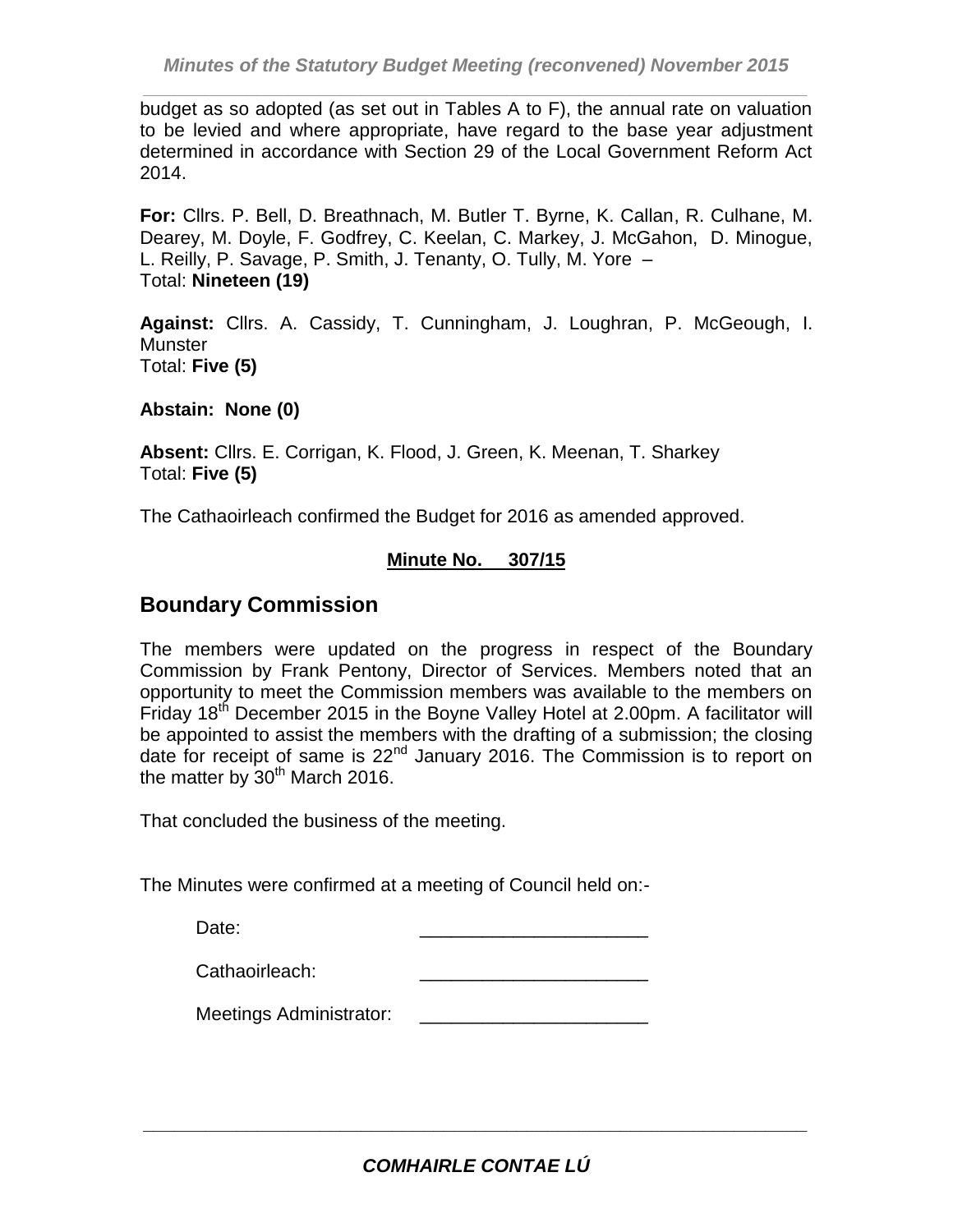budget as so adopted (as set out in Tables A to F), the annual rate on valuation to be levied and where appropriate, have regard to the base year adjustment determined in accordance with Section 29 of the Local Government Reform Act 2014.

**For:** Cllrs. P. Bell, D. Breathnach, M. Butler T. Byrne, K. Callan, R. Culhane, M. Dearey, M. Doyle, F. Godfrey, C. Keelan, C. Markey, J. McGahon, D. Minogue, L. Reilly, P. Savage, P. Smith, J. Tenanty, O. Tully, M. Yore –
Total: **Nineteen (19)**

**Against:** Cllrs. A. Cassidy, T. Cunningham, J. Loughran, P. McGeough, I. Munster
Total: **Five (5)**

**Abstain: None (0)**

**Absent:** Cllrs. E. Corrigan, K. Flood, J. Green, K. Meenan, T. Sharkey
Total: **Five (5)**

The Cathaoirleach confirmed the Budget for 2016 as amended approved.

**Minute No. 307/15**

## Boundary Commission

The members were updated on the progress in respect of the Boundary Commission by Frank Pentony, Director of Services. Members noted that an opportunity to meet the Commission members was available to the members on Friday 18th December 2015 in the Boyne Valley Hotel at 2.00pm. A facilitator will be appointed to assist the members with the drafting of a submission; the closing date for receipt of same is 22nd January 2016. The Commission is to report on the matter by 30th March 2016.

That concluded the business of the meeting.

The Minutes were confirmed at a meeting of Council held on:-

Date: ______________________

Cathaoirleach: ______________________

Meetings Administrator: ______________________